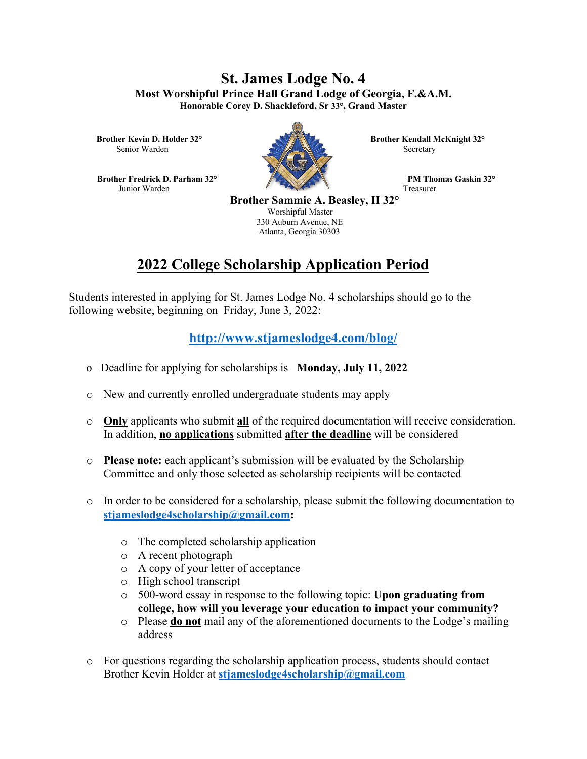# St. James Lodge No. 4

**Most Worshipful Prince Hall Grand Lodge of Georgia, F.&A.M.**

**Honorable Corey D. Shackleford, Sr 33°, Grand Master**

**Brother Kevin D. Holder 32°**
Senior Warden

**Brother Kendall McKnight 32°**
Secretary

**Brother Fredrick D. Parham 32°**
Junior Warden

**PM Thomas Gaskin 32°**
Treasurer

**Brother Sammie A. Beasley, II 32°**
Worshipful Master
330 Auburn Avenue, NE
Atlanta, Georgia 30303

## 2022 College Scholarship Application Period

Students interested in applying for St. James Lodge No. 4 scholarships should go to the following website, beginning on Friday, June 3, 2022:

**http://www.stjameslodge4.com/blog/**

- Deadline for applying for scholarships is **Monday, July 11, 2022**
- New and currently enrolled undergraduate students may apply
- **Only** applicants who submit **all** of the required documentation will receive consideration. In addition, **no applications** submitted **after the deadline** will be considered
- **Please note:** each applicant's submission will be evaluated by the Scholarship Committee and only those selected as scholarship recipients will be contacted
- In order to be considered for a scholarship, please submit the following documentation to **stjameslodge4scholarship@gmail.com:**
  - The completed scholarship application
  - A recent photograph
  - A copy of your letter of acceptance
  - High school transcript
  - 500-word essay in response to the following topic: **Upon graduating from college, how will you leverage your education to impact your community?**
  - Please **do not** mail any of the aforementioned documents to the Lodge's mailing address
- For questions regarding the scholarship application process, students should contact Brother Kevin Holder at **stjameslodge4scholarship@gmail.com**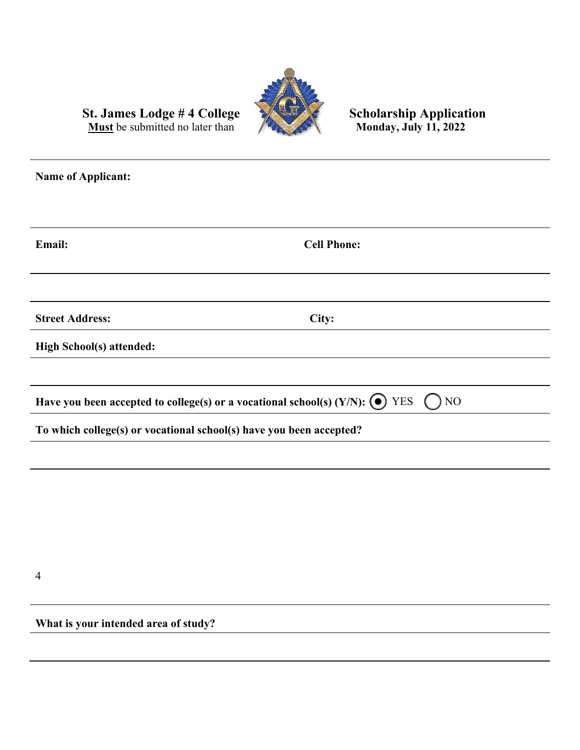**St. James Lodge # 4 College Scholarship Application**

**Must** be submitted no later than **Monday, July 11, 2022**

---

**Name of Applicant:**

---

**Email:** **Cell Phone:**

---

**Street Address:** **City:**

---

**High School(s) attended:**

---

**Have you been accepted to college(s) or a vocational school(s) (Y/N):** ◉ YES ◯ NO

---

**To which college(s) or vocational school(s) have you been accepted?**

---

4

---

**What is your intended area of study?**

---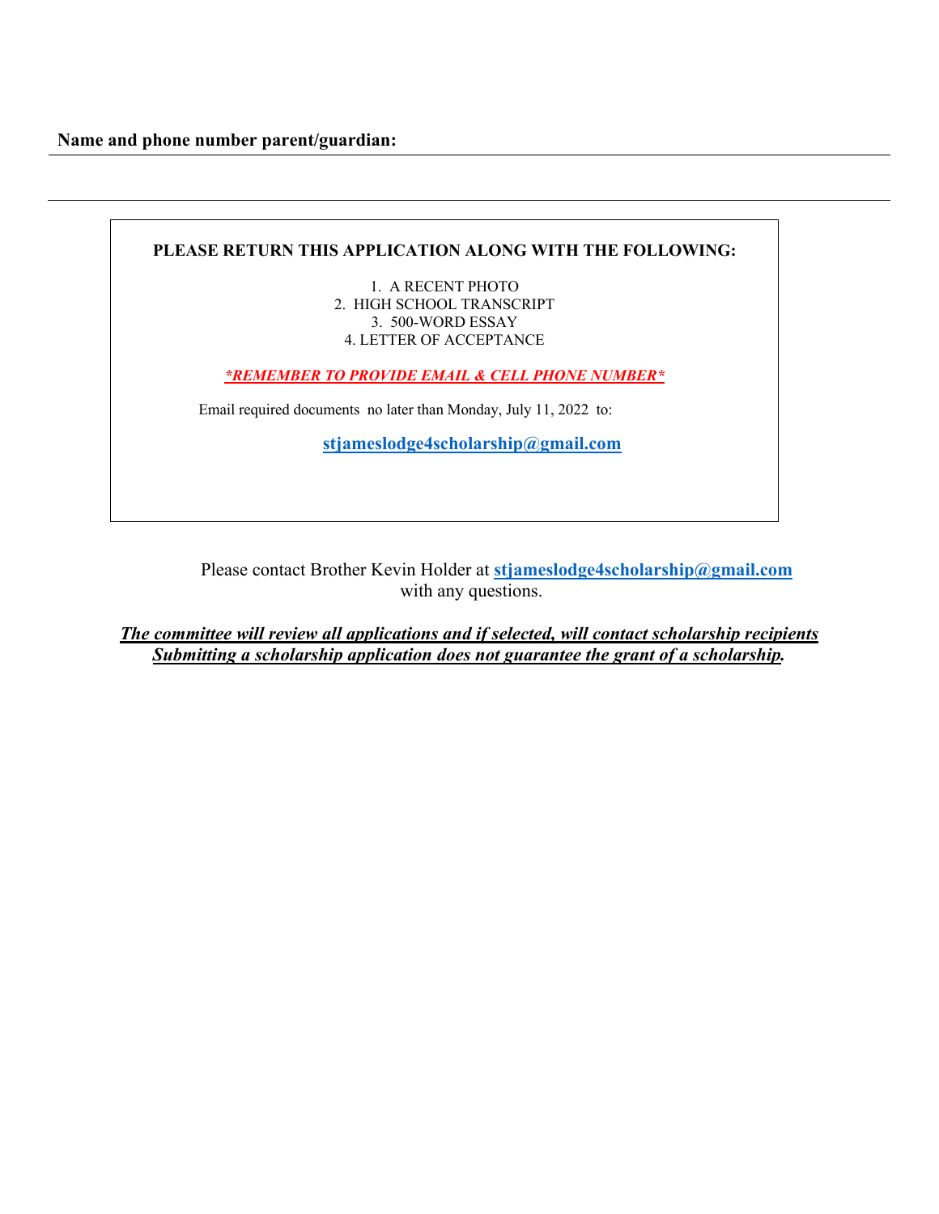**Name and phone number parent/guardian:**

---

---

**PLEASE RETURN THIS APPLICATION ALONG WITH THE FOLLOWING:**

1. A RECENT PHOTO
2. HIGH SCHOOL TRANSCRIPT
3. 500-WORD ESSAY
4. LETTER OF ACCEPTANCE

***\*REMEMBER TO PROVIDE EMAIL & CELL PHONE NUMBER\****

Email required documents no later than Monday, July 11, 2022 to:

**stjameslodge4scholarship@gmail.com**

Please contact Brother Kevin Holder at **stjameslodge4scholarship@gmail.com** with any questions.

***The committee will review all applications and if selected, will contact scholarship recipients Submitting a scholarship application does not guarantee the grant of a scholarship.***